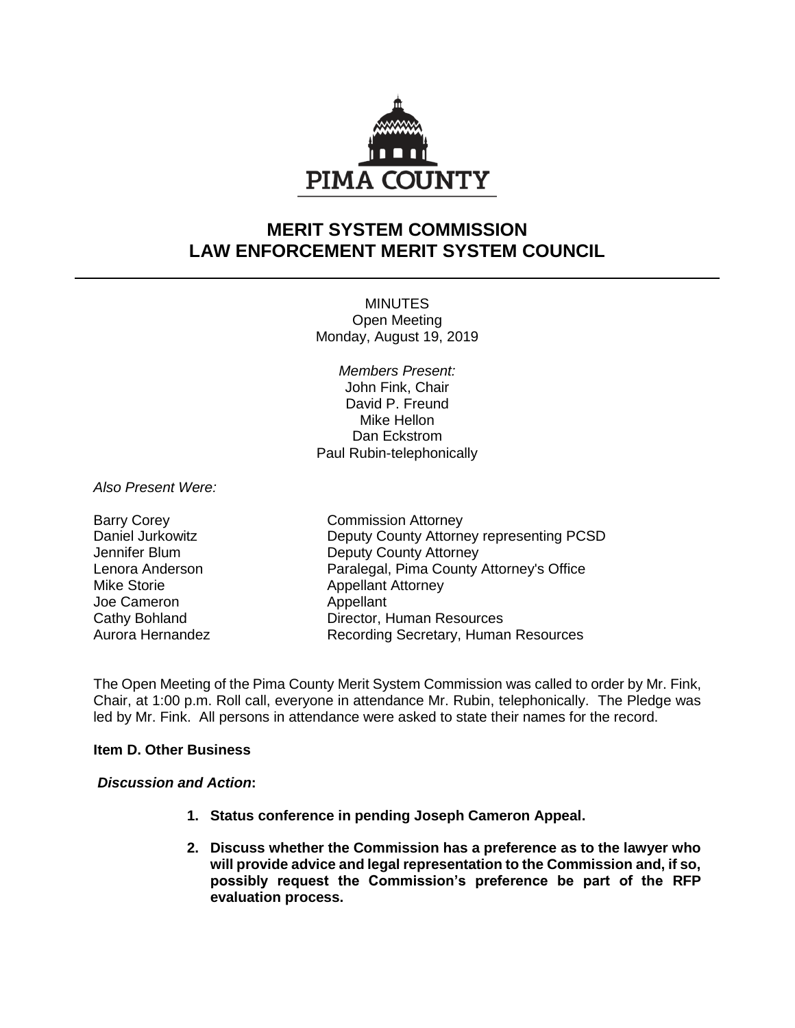PIMA COUNTY

# MERIT SYSTEM COMMISSION
# LAW ENFORCEMENT MERIT SYSTEM COUNCIL

MINUTES
Open Meeting
Monday, August 19, 2019

*Members Present:*
John Fink, Chair
David P. Freund
Mike Hellon
Dan Eckstrom
Paul Rubin-telephonically

*Also Present Were:*

| | |
|---|---|
| Barry Corey | Commission Attorney |
| Daniel Jurkowitz | Deputy County Attorney representing PCSD |
| Jennifer Blum | Deputy County Attorney |
| Lenora Anderson | Paralegal, Pima County Attorney's Office |
| Mike Storie | Appellant Attorney |
| Joe Cameron | Appellant |
| Cathy Bohland | Director, Human Resources |
| Aurora Hernandez | Recording Secretary, Human Resources |

The Open Meeting of the Pima County Merit System Commission was called to order by Mr. Fink, Chair, at 1:00 p.m. Roll call, everyone in attendance Mr. Rubin, telephonically. The Pledge was led by Mr. Fink. All persons in attendance were asked to state their names for the record.

**Item D. Other Business**

***Discussion and Action*:**

1. **Status conference in pending Joseph Cameron Appeal.**
2. **Discuss whether the Commission has a preference as to the lawyer who will provide advice and legal representation to the Commission and, if so, possibly request the Commission's preference be part of the RFP evaluation process.**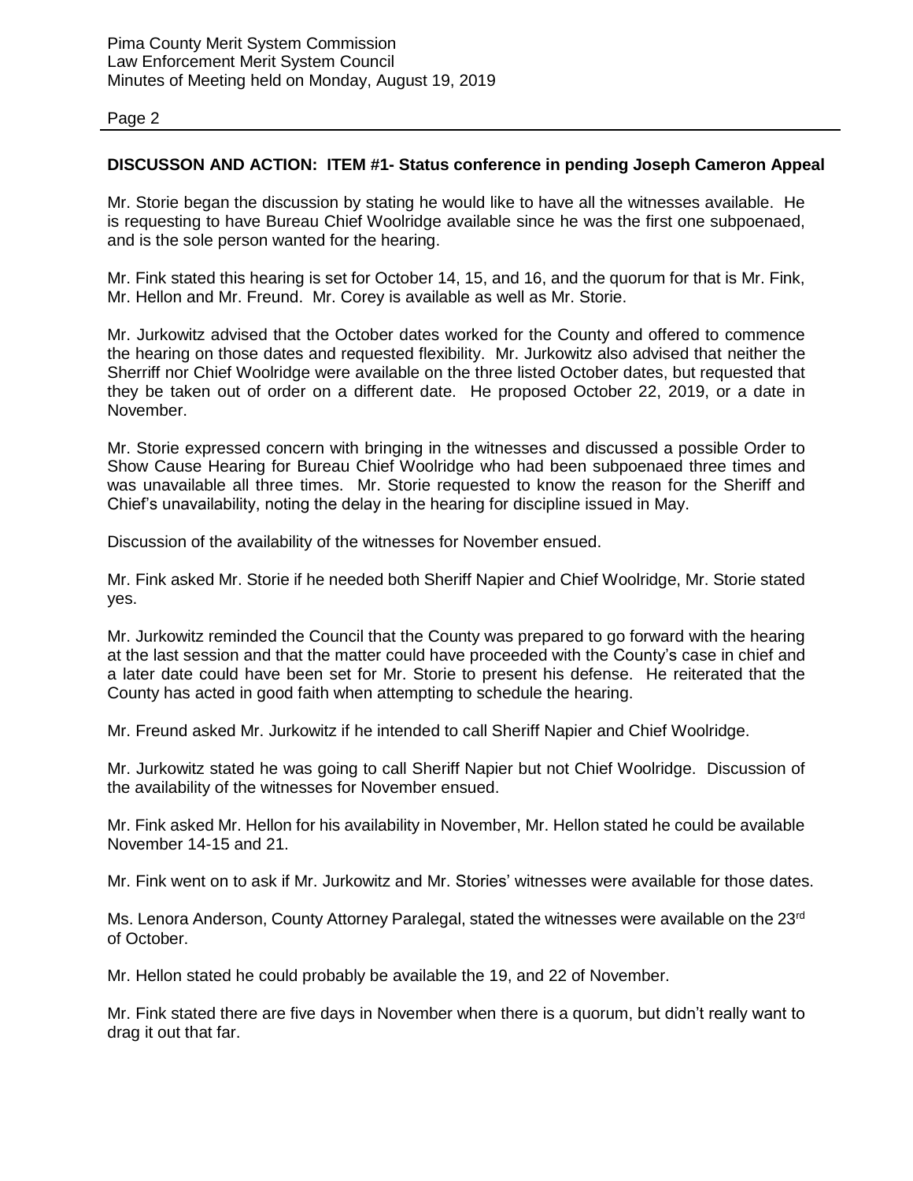**DISCUSSON AND ACTION: ITEM #1- Status conference in pending Joseph Cameron Appeal**

Mr. Storie began the discussion by stating he would like to have all the witnesses available. He is requesting to have Bureau Chief Woolridge available since he was the first one subpoenaed, and is the sole person wanted for the hearing.

Mr. Fink stated this hearing is set for October 14, 15, and 16, and the quorum for that is Mr. Fink, Mr. Hellon and Mr. Freund. Mr. Corey is available as well as Mr. Storie.

Mr. Jurkowitz advised that the October dates worked for the County and offered to commence the hearing on those dates and requested flexibility. Mr. Jurkowitz also advised that neither the Sherriff nor Chief Woolridge were available on the three listed October dates, but requested that they be taken out of order on a different date. He proposed October 22, 2019, or a date in November.

Mr. Storie expressed concern with bringing in the witnesses and discussed a possible Order to Show Cause Hearing for Bureau Chief Woolridge who had been subpoenaed three times and was unavailable all three times. Mr. Storie requested to know the reason for the Sheriff and Chief's unavailability, noting the delay in the hearing for discipline issued in May.

Discussion of the availability of the witnesses for November ensued.

Mr. Fink asked Mr. Storie if he needed both Sheriff Napier and Chief Woolridge, Mr. Storie stated yes.

Mr. Jurkowitz reminded the Council that the County was prepared to go forward with the hearing at the last session and that the matter could have proceeded with the County's case in chief and a later date could have been set for Mr. Storie to present his defense. He reiterated that the County has acted in good faith when attempting to schedule the hearing.

Mr. Freund asked Mr. Jurkowitz if he intended to call Sheriff Napier and Chief Woolridge.

Mr. Jurkowitz stated he was going to call Sheriff Napier but not Chief Woolridge. Discussion of the availability of the witnesses for November ensued.

Mr. Fink asked Mr. Hellon for his availability in November, Mr. Hellon stated he could be available November 14-15 and 21.

Mr. Fink went on to ask if Mr. Jurkowitz and Mr. Stories' witnesses were available for those dates.

Ms. Lenora Anderson, County Attorney Paralegal, stated the witnesses were available on the 23rd of October.

Mr. Hellon stated he could probably be available the 19, and 22 of November.

Mr. Fink stated there are five days in November when there is a quorum, but didn't really want to drag it out that far.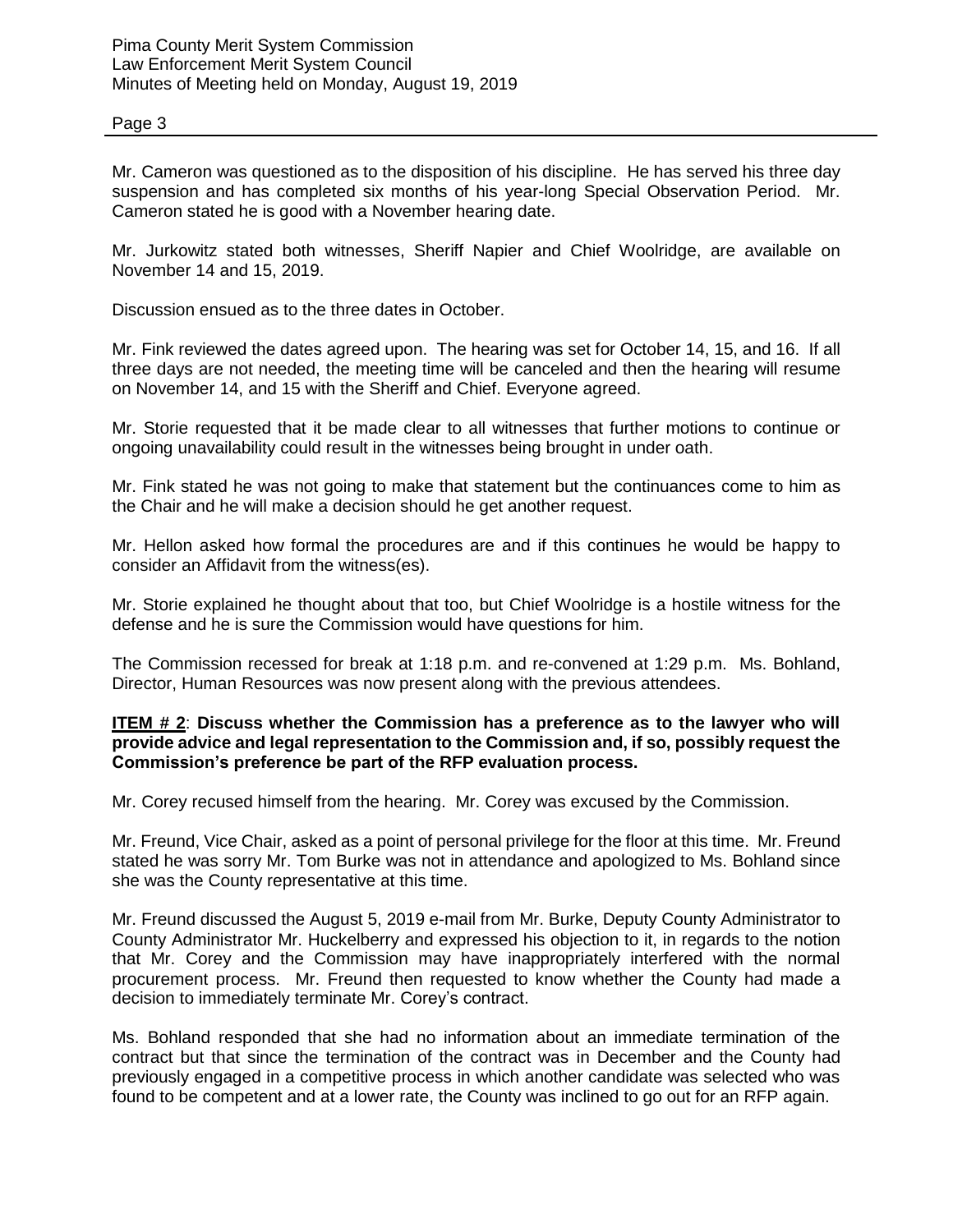Mr. Cameron was questioned as to the disposition of his discipline. He has served his three day suspension and has completed six months of his year-long Special Observation Period. Mr. Cameron stated he is good with a November hearing date.

Mr. Jurkowitz stated both witnesses, Sheriff Napier and Chief Woolridge, are available on November 14 and 15, 2019.

Discussion ensued as to the three dates in October.

Mr. Fink reviewed the dates agreed upon. The hearing was set for October 14, 15, and 16. If all three days are not needed, the meeting time will be canceled and then the hearing will resume on November 14, and 15 with the Sheriff and Chief. Everyone agreed.

Mr. Storie requested that it be made clear to all witnesses that further motions to continue or ongoing unavailability could result in the witnesses being brought in under oath.

Mr. Fink stated he was not going to make that statement but the continuances come to him as the Chair and he will make a decision should he get another request.

Mr. Hellon asked how formal the procedures are and if this continues he would be happy to consider an Affidavit from the witness(es).

Mr. Storie explained he thought about that too, but Chief Woolridge is a hostile witness for the defense and he is sure the Commission would have questions for him.

The Commission recessed for break at 1:18 p.m. and re-convened at 1:29 p.m. Ms. Bohland, Director, Human Resources was now present along with the previous attendees.

**ITEM # 2**: **Discuss whether the Commission has a preference as to the lawyer who will provide advice and legal representation to the Commission and, if so, possibly request the Commission's preference be part of the RFP evaluation process.**

Mr. Corey recused himself from the hearing. Mr. Corey was excused by the Commission.

Mr. Freund, Vice Chair, asked as a point of personal privilege for the floor at this time. Mr. Freund stated he was sorry Mr. Tom Burke was not in attendance and apologized to Ms. Bohland since she was the County representative at this time.

Mr. Freund discussed the August 5, 2019 e-mail from Mr. Burke, Deputy County Administrator to County Administrator Mr. Huckelberry and expressed his objection to it, in regards to the notion that Mr. Corey and the Commission may have inappropriately interfered with the normal procurement process. Mr. Freund then requested to know whether the County had made a decision to immediately terminate Mr. Corey's contract.

Ms. Bohland responded that she had no information about an immediate termination of the contract but that since the termination of the contract was in December and the County had previously engaged in a competitive process in which another candidate was selected who was found to be competent and at a lower rate, the County was inclined to go out for an RFP again.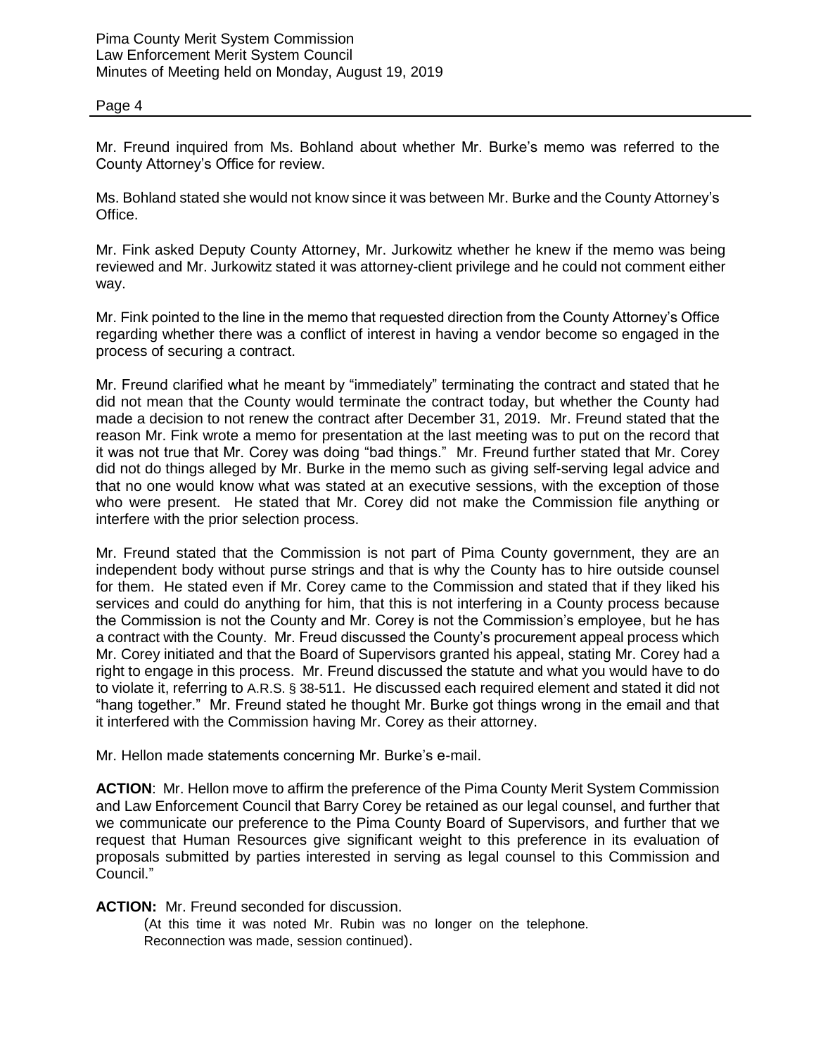Mr. Freund inquired from Ms. Bohland about whether Mr. Burke's memo was referred to the County Attorney's Office for review.

Ms. Bohland stated she would not know since it was between Mr. Burke and the County Attorney's Office.

Mr. Fink asked Deputy County Attorney, Mr. Jurkowitz whether he knew if the memo was being reviewed and Mr. Jurkowitz stated it was attorney-client privilege and he could not comment either way.

Mr. Fink pointed to the line in the memo that requested direction from the County Attorney's Office regarding whether there was a conflict of interest in having a vendor become so engaged in the process of securing a contract.

Mr. Freund clarified what he meant by "immediately" terminating the contract and stated that he did not mean that the County would terminate the contract today, but whether the County had made a decision to not renew the contract after December 31, 2019. Mr. Freund stated that the reason Mr. Fink wrote a memo for presentation at the last meeting was to put on the record that it was not true that Mr. Corey was doing "bad things." Mr. Freund further stated that Mr. Corey did not do things alleged by Mr. Burke in the memo such as giving self-serving legal advice and that no one would know what was stated at an executive sessions, with the exception of those who were present. He stated that Mr. Corey did not make the Commission file anything or interfere with the prior selection process.

Mr. Freund stated that the Commission is not part of Pima County government, they are an independent body without purse strings and that is why the County has to hire outside counsel for them. He stated even if Mr. Corey came to the Commission and stated that if they liked his services and could do anything for him, that this is not interfering in a County process because the Commission is not the County and Mr. Corey is not the Commission's employee, but he has a contract with the County. Mr. Freud discussed the County's procurement appeal process which Mr. Corey initiated and that the Board of Supervisors granted his appeal, stating Mr. Corey had a right to engage in this process. Mr. Freund discussed the statute and what you would have to do to violate it, referring to A.R.S. § 38-511. He discussed each required element and stated it did not "hang together." Mr. Freund stated he thought Mr. Burke got things wrong in the email and that it interfered with the Commission having Mr. Corey as their attorney.

Mr. Hellon made statements concerning Mr. Burke's e-mail.

**ACTION**: Mr. Hellon move to affirm the preference of the Pima County Merit System Commission and Law Enforcement Council that Barry Corey be retained as our legal counsel, and further that we communicate our preference to the Pima County Board of Supervisors, and further that we request that Human Resources give significant weight to this preference in its evaluation of proposals submitted by parties interested in serving as legal counsel to this Commission and Council."

**ACTION:** Mr. Freund seconded for discussion.

(At this time it was noted Mr. Rubin was no longer on the telephone. Reconnection was made, session continued).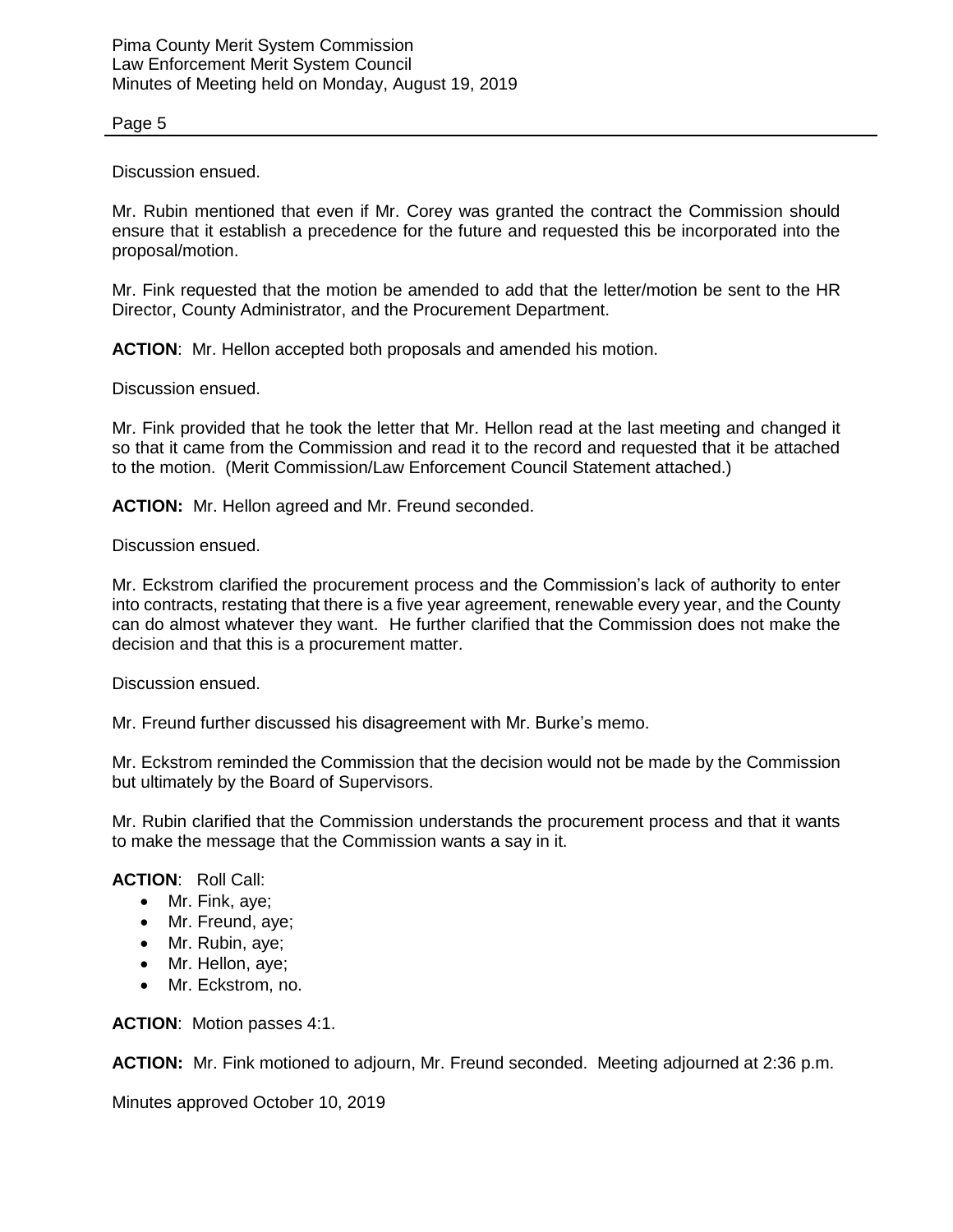Discussion ensued.

Mr. Rubin mentioned that even if Mr. Corey was granted the contract the Commission should ensure that it establish a precedence for the future and requested this be incorporated into the proposal/motion.

Mr. Fink requested that the motion be amended to add that the letter/motion be sent to the HR Director, County Administrator, and the Procurement Department.

**ACTION**: Mr. Hellon accepted both proposals and amended his motion.

Discussion ensued.

Mr. Fink provided that he took the letter that Mr. Hellon read at the last meeting and changed it so that it came from the Commission and read it to the record and requested that it be attached to the motion. (Merit Commission/Law Enforcement Council Statement attached.)

**ACTION:** Mr. Hellon agreed and Mr. Freund seconded.

Discussion ensued.

Mr. Eckstrom clarified the procurement process and the Commission's lack of authority to enter into contracts, restating that there is a five year agreement, renewable every year, and the County can do almost whatever they want. He further clarified that the Commission does not make the decision and that this is a procurement matter.

Discussion ensued.

Mr. Freund further discussed his disagreement with Mr. Burke's memo.

Mr. Eckstrom reminded the Commission that the decision would not be made by the Commission but ultimately by the Board of Supervisors.

Mr. Rubin clarified that the Commission understands the procurement process and that it wants to make the message that the Commission wants a say in it.

**ACTION**: Roll Call:

- Mr. Fink, aye;
- Mr. Freund, aye;
- Mr. Rubin, aye;
- Mr. Hellon, aye;
- Mr. Eckstrom, no.

**ACTION**: Motion passes 4:1.

**ACTION:** Mr. Fink motioned to adjourn, Mr. Freund seconded. Meeting adjourned at 2:36 p.m.

Minutes approved October 10, 2019